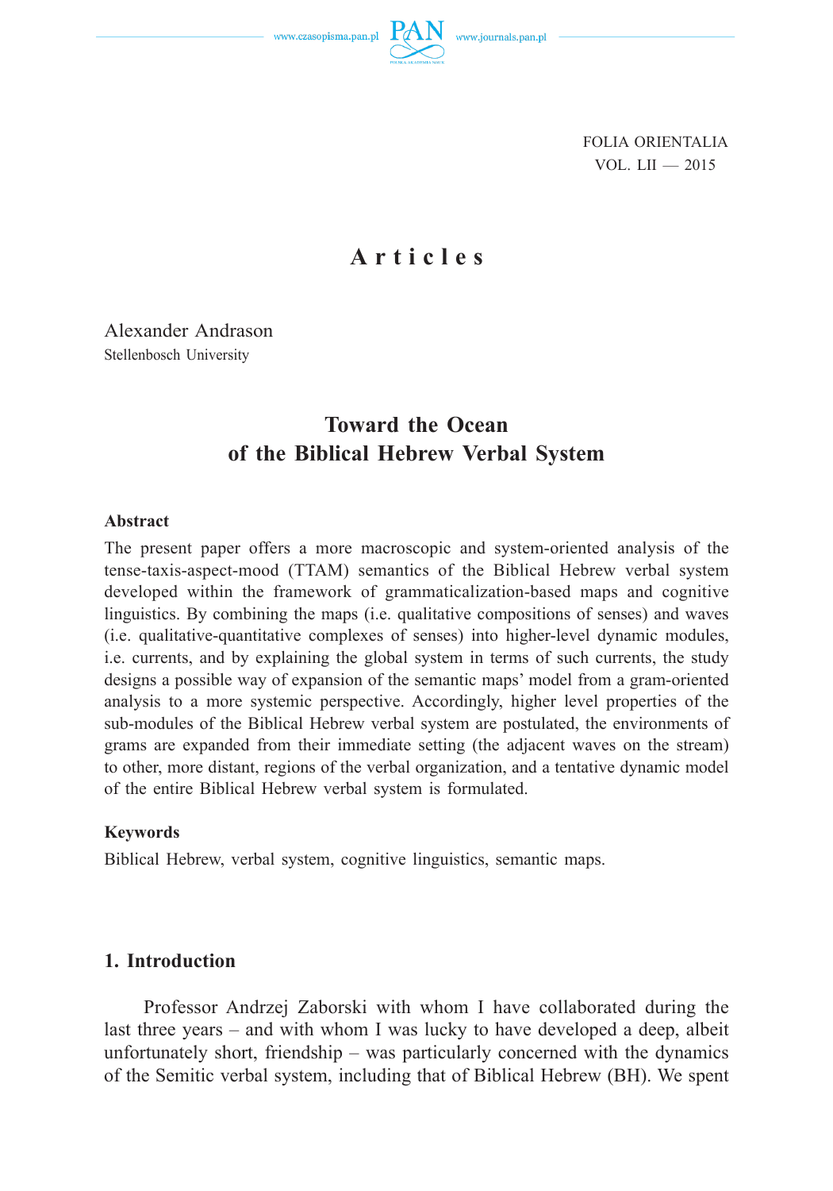FOLIA ORIENTALIA
VOL. LII — 2015

# Articles

Alexander Andrason
Stellenbosch University

## Toward the Ocean of the Biblical Hebrew Verbal System

### Abstract

The present paper offers a more macroscopic and system-oriented analysis of the tense-taxis-aspect-mood (TTAM) semantics of the Biblical Hebrew verbal system developed within the framework of grammaticalization-based maps and cognitive linguistics. By combining the maps (i.e. qualitative compositions of senses) and waves (i.e. qualitative-quantitative complexes of senses) into higher-level dynamic modules, i.e. currents, and by explaining the global system in terms of such currents, the study designs a possible way of expansion of the semantic maps' model from a gram-oriented analysis to a more systemic perspective. Accordingly, higher level properties of the sub-modules of the Biblical Hebrew verbal system are postulated, the environments of grams are expanded from their immediate setting (the adjacent waves on the stream) to other, more distant, regions of the verbal organization, and a tentative dynamic model of the entire Biblical Hebrew verbal system is formulated.

### Keywords

Biblical Hebrew, verbal system, cognitive linguistics, semantic maps.

## 1. Introduction

Professor Andrzej Zaborski with whom I have collaborated during the last three years – and with whom I was lucky to have developed a deep, albeit unfortunately short, friendship – was particularly concerned with the dynamics of the Semitic verbal system, including that of Biblical Hebrew (BH). We spent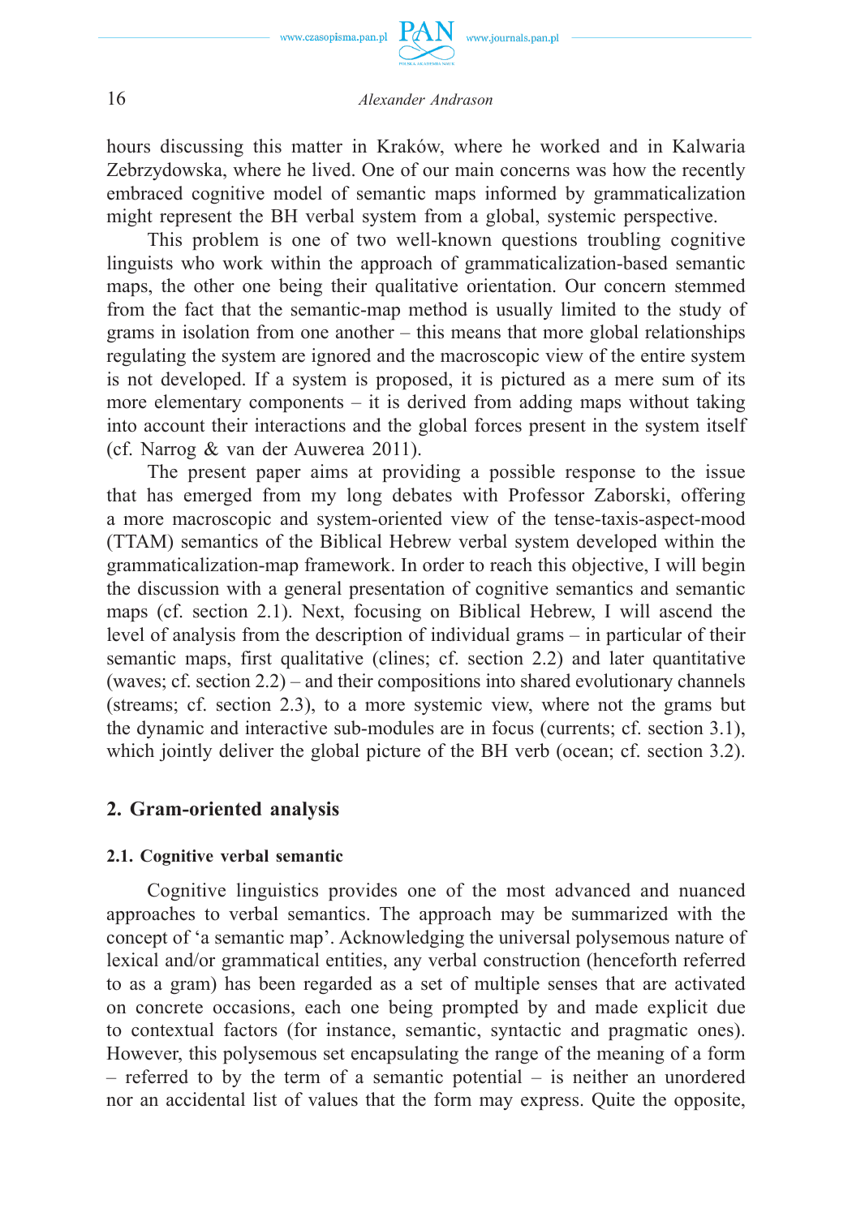hours discussing this matter in Kraków, where he worked and in Kalwaria Zebrzydowska, where he lived. One of our main concerns was how the recently embraced cognitive model of semantic maps informed by grammaticalization might represent the BH verbal system from a global, systemic perspective.

This problem is one of two well-known questions troubling cognitive linguists who work within the approach of grammaticalization-based semantic maps, the other one being their qualitative orientation. Our concern stemmed from the fact that the semantic-map method is usually limited to the study of grams in isolation from one another – this means that more global relationships regulating the system are ignored and the macroscopic view of the entire system is not developed. If a system is proposed, it is pictured as a mere sum of its more elementary components – it is derived from adding maps without taking into account their interactions and the global forces present in the system itself (cf. Narrog & van der Auwerea 2011).

The present paper aims at providing a possible response to the issue that has emerged from my long debates with Professor Zaborski, offering a more macroscopic and system-oriented view of the tense-taxis-aspect-mood (TTAM) semantics of the Biblical Hebrew verbal system developed within the grammaticalization-map framework. In order to reach this objective, I will begin the discussion with a general presentation of cognitive semantics and semantic maps (cf. section 2.1). Next, focusing on Biblical Hebrew, I will ascend the level of analysis from the description of individual grams – in particular of their semantic maps, first qualitative (clines; cf. section 2.2) and later quantitative (waves; cf. section 2.2) – and their compositions into shared evolutionary channels (streams; cf. section 2.3), to a more systemic view, where not the grams but the dynamic and interactive sub-modules are in focus (currents; cf. section 3.1), which jointly deliver the global picture of the BH verb (ocean; cf. section 3.2).

## 2. Gram-oriented analysis

### 2.1. Cognitive verbal semantic

Cognitive linguistics provides one of the most advanced and nuanced approaches to verbal semantics. The approach may be summarized with the concept of 'a semantic map'. Acknowledging the universal polysemous nature of lexical and/or grammatical entities, any verbal construction (henceforth referred to as a gram) has been regarded as a set of multiple senses that are activated on concrete occasions, each one being prompted by and made explicit due to contextual factors (for instance, semantic, syntactic and pragmatic ones). However, this polysemous set encapsulating the range of the meaning of a form – referred to by the term of a semantic potential – is neither an unordered nor an accidental list of values that the form may express. Quite the opposite,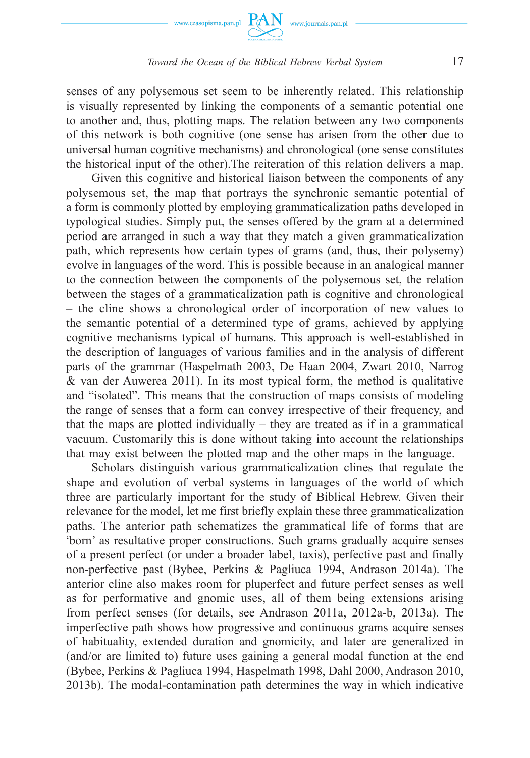senses of any polysemous set seem to be inherently related. This relationship is visually represented by linking the components of a semantic potential one to another and, thus, plotting maps. The relation between any two components of this network is both cognitive (one sense has arisen from the other due to universal human cognitive mechanisms) and chronological (one sense constitutes the historical input of the other).The reiteration of this relation delivers a map.

Given this cognitive and historical liaison between the components of any polysemous set, the map that portrays the synchronic semantic potential of a form is commonly plotted by employing grammaticalization paths developed in typological studies. Simply put, the senses offered by the gram at a determined period are arranged in such a way that they match a given grammaticalization path, which represents how certain types of grams (and, thus, their polysemy) evolve in languages of the word. This is possible because in an analogical manner to the connection between the components of the polysemous set, the relation between the stages of a grammaticalization path is cognitive and chronological – the cline shows a chronological order of incorporation of new values to the semantic potential of a determined type of grams, achieved by applying cognitive mechanisms typical of humans. This approach is well-established in the description of languages of various families and in the analysis of different parts of the grammar (Haspelmath 2003, De Haan 2004, Zwart 2010, Narrog & van der Auwerea 2011). In its most typical form, the method is qualitative and "isolated". This means that the construction of maps consists of modeling the range of senses that a form can convey irrespective of their frequency, and that the maps are plotted individually – they are treated as if in a grammatical vacuum. Customarily this is done without taking into account the relationships that may exist between the plotted map and the other maps in the language.

Scholars distinguish various grammaticalization clines that regulate the shape and evolution of verbal systems in languages of the world of which three are particularly important for the study of Biblical Hebrew. Given their relevance for the model, let me first briefly explain these three grammaticalization paths. The anterior path schematizes the grammatical life of forms that are 'born' as resultative proper constructions. Such grams gradually acquire senses of a present perfect (or under a broader label, taxis), perfective past and finally non-perfective past (Bybee, Perkins & Pagliuca 1994, Andrason 2014a). The anterior cline also makes room for pluperfect and future perfect senses as well as for performative and gnomic uses, all of them being extensions arising from perfect senses (for details, see Andrason 2011a, 2012a-b, 2013a). The imperfective path shows how progressive and continuous grams acquire senses of habituality, extended duration and gnomicity, and later are generalized in (and/or are limited to) future uses gaining a general modal function at the end (Bybee, Perkins & Pagliuca 1994, Haspelmath 1998, Dahl 2000, Andrason 2010, 2013b). The modal-contamination path determines the way in which indicative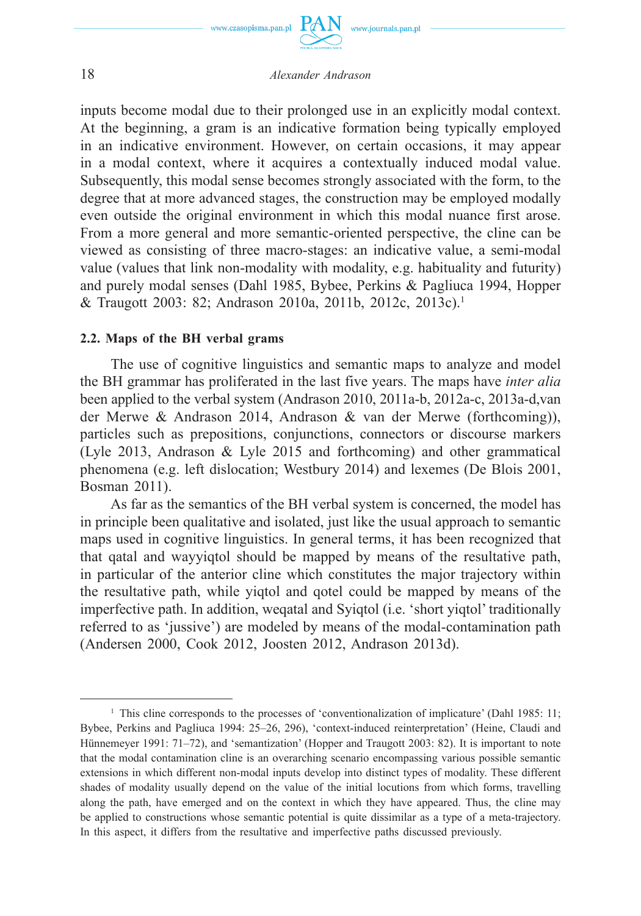inputs become modal due to their prolonged use in an explicitly modal context. At the beginning, a gram is an indicative formation being typically employed in an indicative environment. However, on certain occasions, it may appear in a modal context, where it acquires a contextually induced modal value. Subsequently, this modal sense becomes strongly associated with the form, to the degree that at more advanced stages, the construction may be employed modally even outside the original environment in which this modal nuance first arose. From a more general and more semantic-oriented perspective, the cline can be viewed as consisting of three macro-stages: an indicative value, a semi-modal value (values that link non-modality with modality, e.g. habituality and futurity) and purely modal senses (Dahl 1985, Bybee, Perkins & Pagliuca 1994, Hopper & Traugott 2003: 82; Andrason 2010a, 2011b, 2012c, 2013c).[1]

### 2.2. Maps of the BH verbal grams

The use of cognitive linguistics and semantic maps to analyze and model the BH grammar has proliferated in the last five years. The maps have *inter alia* been applied to the verbal system (Andrason 2010, 2011a-b, 2012a-c, 2013a-d,van der Merwe & Andrason 2014, Andrason & van der Merwe (forthcoming)), particles such as prepositions, conjunctions, connectors or discourse markers (Lyle 2013, Andrason & Lyle 2015 and forthcoming) and other grammatical phenomena (e.g. left dislocation; Westbury 2014) and lexemes (De Blois 2001, Bosman 2011).

As far as the semantics of the BH verbal system is concerned, the model has in principle been qualitative and isolated, just like the usual approach to semantic maps used in cognitive linguistics. In general terms, it has been recognized that qatal and wayyiqtol should be mapped by means of the resultative path, in particular of the anterior cline which constitutes the major trajectory within the resultative path, while yiqtol and qotel could be mapped by means of the imperfective path. In addition, weqatal and Syiqtol (i.e. 'short yiqtol' traditionally referred to as 'jussive') are modeled by means of the modal-contamination path (Andersen 2000, Cook 2012, Joosten 2012, Andrason 2013d).

---

[1] This cline corresponds to the processes of 'conventionalization of implicature' (Dahl 1985: 11; Bybee, Perkins and Pagliuca 1994: 25–26, 296), 'context-induced reinterpretation' (Heine, Claudi and Hünnemeyer 1991: 71–72), and 'semantization' (Hopper and Traugott 2003: 82). It is important to note that the modal contamination cline is an overarching scenario encompassing various possible semantic extensions in which different non-modal inputs develop into distinct types of modality. These different shades of modality usually depend on the value of the initial locutions from which forms, travelling along the path, have emerged and on the context in which they have appeared. Thus, the cline may be applied to constructions whose semantic potential is quite dissimilar as a type of a meta-trajectory. In this aspect, it differs from the resultative and imperfective paths discussed previously.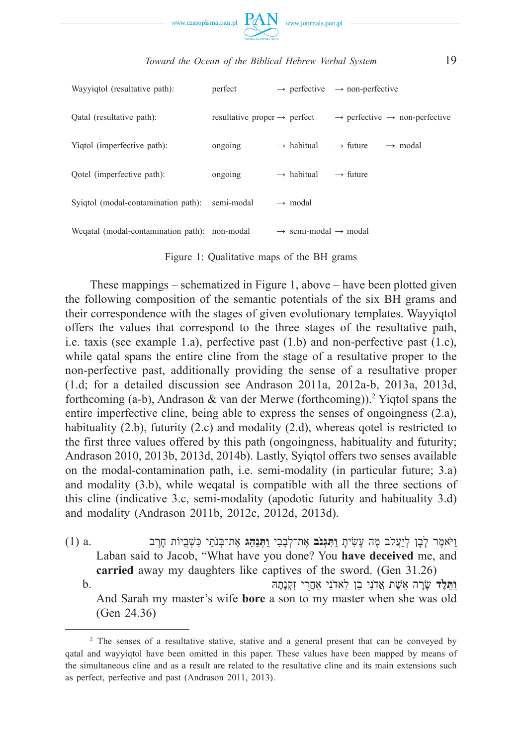| | | | | |
|---|---|---|---|---|
| Wayyiqtol (resultative path): | perfect | → perfective | → non-perfective | |
| Qatal (resultative path): | resultative proper → | perfect | → perfective → | non-perfective |
| Yiqtol (imperfective path): | ongoing | → habitual | → future | → modal |
| Qotel (imperfective path): | ongoing | → habitual | → future | |
| Syiqtol (modal-contamination path): | semi-modal | → modal | | |
| Weqatal (modal-contamination path): | non-modal | → semi-modal → | modal | |

Figure 1: Qualitative maps of the BH grams

These mappings – schematized in Figure 1, above – have been plotted given the following composition of the semantic potentials of the six BH grams and their correspondence with the stages of given evolutionary templates. Wayyiqtol offers the values that correspond to the three stages of the resultative path, i.e. taxis (see example 1.a), perfective past (1.b) and non-perfective past (1.c), while qatal spans the entire cline from the stage of a resultative proper to the non-perfective past, additionally providing the sense of a resultative proper (1.d; for a detailed discussion see Andrason 2011a, 2012a-b, 2013a, 2013d, forthcoming (a-b), Andrason & van der Merwe (forthcoming)).[2] Yiqtol spans the entire imperfective cline, being able to express the senses of ongoingness (2.a), habituality (2.b), futurity (2.c) and modality (2.d), whereas qotel is restricted to the first three values offered by this path (ongoingness, habituality and futurity; Andrason 2010, 2013b, 2013d, 2014b). Lastly, Syiqtol offers two senses available on the modal-contamination path, i.e. semi-modality (in particular future; 3.a) and modality (3.b), while weqatal is compatible with all the three sections of this cline (indicative 3.c, semi-modality (apodotic futurity and habituality 3.d) and modality (Andrason 2011b, 2012c, 2012d, 2013d).

(1) a. וַיֹּאמֶר לָבָן לְיַעֲקֹב מֶה עָשִׂיתָ **וַתִּגְנֹב** אֶת־לְבָבִי **וַתְּנַהֵג** אֶת־בְּנֹתַי כִּשְׁבֻיוֹת חָרֶב
Laban said to Jacob, "What have you done? You **have deceived** me, and **carried** away my daughters like captives of the sword. (Gen 31.26)

b. **וַתֵּלֶד** שָׂרָה אֵשֶׁת אֲדֹנִי בֵן לַאדֹנִי אַחֲרֵי זִקְנָתָהּ
And Sarah my master's wife **bore** a son to my master when she was old (Gen 24.36)

[2] The senses of a resultative stative, stative and a general present that can be conveyed by qatal and wayyiqtol have been omitted in this paper. These values have been mapped by means of the simultaneous cline and as a result are related to the resultative cline and its main extensions such as perfect, perfective and past (Andrason 2011, 2013).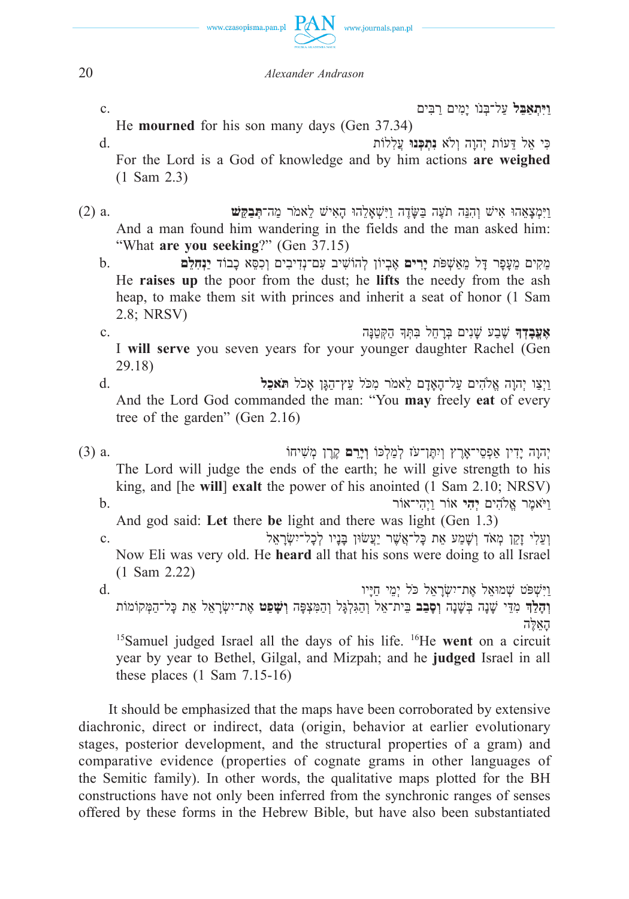c. וַיִּתְאַבֵּל עַל־בְּנוֹ יָמִים רַבִּים

He **mourned** for his son many days (Gen 37.34)

d. כִּי אֵל דֵּעוֹת יְהוָה וְלֹא **נִתְכְּנוּ** עֲלִלוֹת

For the Lord is a God of knowledge and by him actions **are weighed** (1 Sam 2.3)

(2) a. וַיִּמְצָאֵהוּ אִישׁ וְהִנֵּה תֹעֶה בַּשָּׂדֶה וַיִּשְׁאָלֵהוּ הָאִישׁ לֵאמֹר מַה־**תְּבַקֵּשׁ**

And a man found him wandering in the fields and the man asked him: "What **are you seeking**?" (Gen 37.15)

b. מֵקִים מֵעָפָר דָּל מֵאַשְׁפֹּת **יָרִים** אֶבְיוֹן לְהוֹשִׁיב עִם־נְדִיבִים וְכִסֵּא כָבוֹד **יַנְחִלֵם**

He **raises up** the poor from the dust; he **lifts** the needy from the ash heap, to make them sit with princes and inherit a seat of honor (1 Sam 2.8; NRSV)

c. **אֶעֱבָדְךָ** שֶׁבַע שָׁנִים בְּרָחֵל בִּתְּךָ הַקְּטַנָּה

I **will serve** you seven years for your younger daughter Rachel (Gen 29.18)

d. וַיְצַו יְהוָה אֱלֹהִים עַל־הָאָדָם לֵאמֹר מִכֹּל עֵץ־הַגָּן אָכֹל **תֹּאכֵל**

And the Lord God commanded the man: "You **may** freely **eat** of every tree of the garden" (Gen 2.16)

(3) a. יְהוָה יָדִין אַפְסֵי־אָרֶץ וְיִתֶּן־עֹז לְמַלְכּוֹ **וְיָרֵם** קֶרֶן מְשִׁיחוֹ

The Lord will judge the ends of the earth; he will give strength to his king, and [he **will**] **exalt** the power of his anointed (1 Sam 2.10; NRSV)

b. וַיֹּאמֶר אֱלֹהִים **יְהִי** אוֹר וַיְהִי־אוֹר

And god said: **Let** there **be** light and there was light (Gen 1.3)

c. וְעֵלִי זָקֵן מְאֹד **וְשָׁמַע** אֵת כָּל־אֲשֶׁר יַעֲשׂוּן בָּנָיו לְכָל־יִשְׂרָאֵל

Now Eli was very old. He **heard** all that his sons were doing to all Israel (1 Sam 2.22)

d. וַיִּשְׁפֹּט שְׁמוּאֵל אֶת־יִשְׂרָאֵל כֹּל יְמֵי חַיָּיו
**וְהָלַךְ** מִדֵּי שָׁנָה בְּשָׁנָה **וְסָבַב** בֵּית־אֵל וְהַגִּלְגָּל וְהַמִּצְפָּה **וְשָׁפַט** אֶת־יִשְׂרָאֵל אֵת כָּל־הַמְּקוֹמוֹת הָאֵלֶּה

[15]Samuel judged Israel all the days of his life. [16]He **went** on a circuit year by year to Bethel, Gilgal, and Mizpah; and he **judged** Israel in all these places (1 Sam 7.15-16)

It should be emphasized that the maps have been corroborated by extensive diachronic, direct or indirect, data (origin, behavior at earlier evolutionary stages, posterior development, and the structural properties of a gram) and comparative evidence (properties of cognate grams in other languages of the Semitic family). In other words, the qualitative maps plotted for the BH constructions have not only been inferred from the synchronic ranges of senses offered by these forms in the Hebrew Bible, but have also been substantiated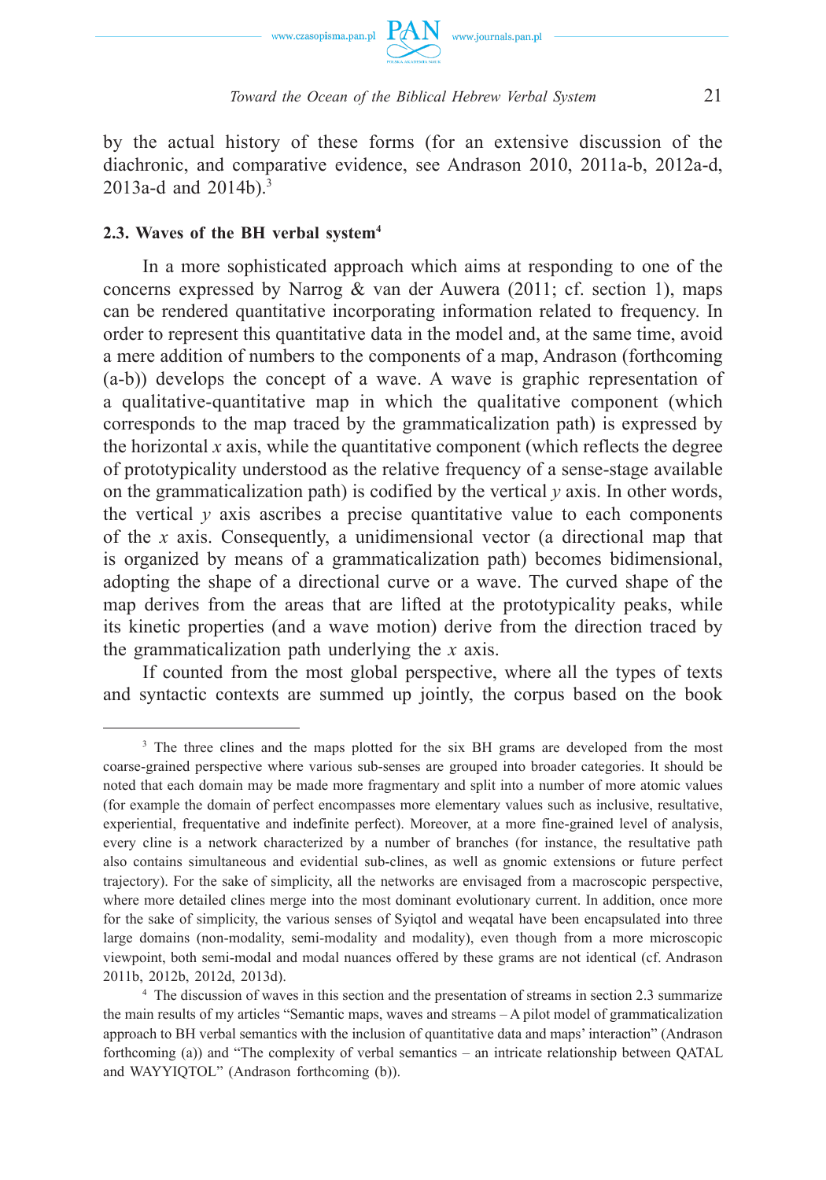by the actual history of these forms (for an extensive discussion of the diachronic, and comparative evidence, see Andrason 2010, 2011a-b, 2012a-d, 2013a-d and 2014b).[3]

### 2.3. Waves of the BH verbal system[4]

In a more sophisticated approach which aims at responding to one of the concerns expressed by Narrog & van der Auwera (2011; cf. section 1), maps can be rendered quantitative incorporating information related to frequency. In order to represent this quantitative data in the model and, at the same time, avoid a mere addition of numbers to the components of a map, Andrason (forthcoming (a-b)) develops the concept of a wave. A wave is graphic representation of a qualitative-quantitative map in which the qualitative component (which corresponds to the map traced by the grammaticalization path) is expressed by the horizontal $x$ axis, while the quantitative component (which reflects the degree of prototypicality understood as the relative frequency of a sense-stage available on the grammaticalization path) is codified by the vertical $y$ axis. In other words, the vertical $y$ axis ascribes a precise quantitative value to each components of the $x$ axis. Consequently, a unidimensional vector (a directional map that is organized by means of a grammaticalization path) becomes bidimensional, adopting the shape of a directional curve or a wave. The curved shape of the map derives from the areas that are lifted at the prototypicality peaks, while its kinetic properties (and a wave motion) derive from the direction traced by the grammaticalization path underlying the $x$ axis.

If counted from the most global perspective, where all the types of texts and syntactic contexts are summed up jointly, the corpus based on the book

---

[3] The three clines and the maps plotted for the six BH grams are developed from the most coarse-grained perspective where various sub-senses are grouped into broader categories. It should be noted that each domain may be made more fragmentary and split into a number of more atomic values (for example the domain of perfect encompasses more elementary values such as inclusive, resultative, experiential, frequentative and indefinite perfect). Moreover, at a more fine-grained level of analysis, every cline is a network characterized by a number of branches (for instance, the resultative path also contains simultaneous and evidential sub-clines, as well as gnomic extensions or future perfect trajectory). For the sake of simplicity, all the networks are envisaged from a macroscopic perspective, where more detailed clines merge into the most dominant evolutionary current. In addition, once more for the sake of simplicity, the various senses of Syiqtol and weqatal have been encapsulated into three large domains (non-modality, semi-modality and modality), even though from a more microscopic viewpoint, both semi-modal and modal nuances offered by these grams are not identical (cf. Andrason 2011b, 2012b, 2012d, 2013d).

[4] The discussion of waves in this section and the presentation of streams in section 2.3 summarize the main results of my articles "Semantic maps, waves and streams – A pilot model of grammaticalization approach to BH verbal semantics with the inclusion of quantitative data and maps' interaction" (Andrason forthcoming (a)) and "The complexity of verbal semantics – an intricate relationship between QATAL and WAYYIQTOL" (Andrason forthcoming (b)).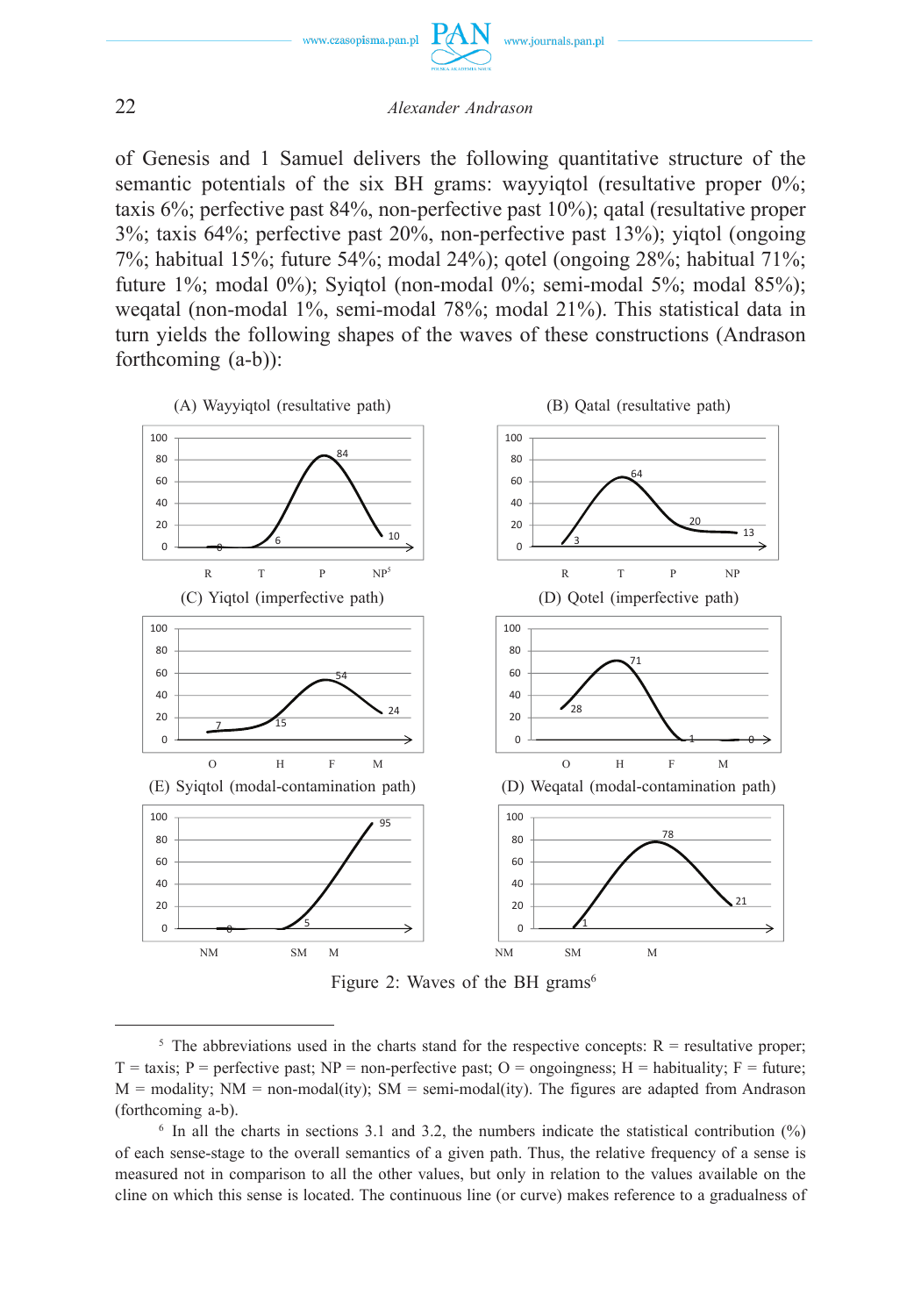of Genesis and 1 Samuel delivers the following quantitative structure of the semantic potentials of the six BH grams: wayyiqtol (resultative proper 0%; taxis 6%; perfective past 84%, non-perfective past 10%); qatal (resultative proper 3%; taxis 64%; perfective past 20%, non-perfective past 13%); yiqtol (ongoing 7%; habitual 15%; future 54%; modal 24%); qotel (ongoing 28%; habitual 71%; future 1%; modal 0%); Syiqtol (non-modal 0%; semi-modal 5%; modal 85%); weqatal (non-modal 1%, semi-modal 78%; modal 21%). This statistical data in turn yields the following shapes of the waves of these constructions (Andrason forthcoming (a-b)):

(A) Wayyiqtol (resultative path)

(B) Qatal (resultative path)

(C) Yiqtol (imperfective path)

(D) Qotel (imperfective path)

(E) Syiqtol (modal-contamination path)

(D) Weqatal (modal-contamination path)

Figure 2: Waves of the BH grams[6]

---

[5] The abbreviations used in the charts stand for the respective concepts: R = resultative proper; T = taxis; P = perfective past; NP = non-perfective past; O = ongoingness; H = habituality; F = future; M = modality; NM = non-modal(ity); SM = semi-modal(ity). The figures are adapted from Andrason (forthcoming a-b).

[6] In all the charts in sections 3.1 and 3.2, the numbers indicate the statistical contribution (%) of each sense-stage to the overall semantics of a given path. Thus, the relative frequency of a sense is measured not in comparison to all the other values, but only in relation to the values available on the cline on which this sense is located. The continuous line (or curve) makes reference to a gradualness of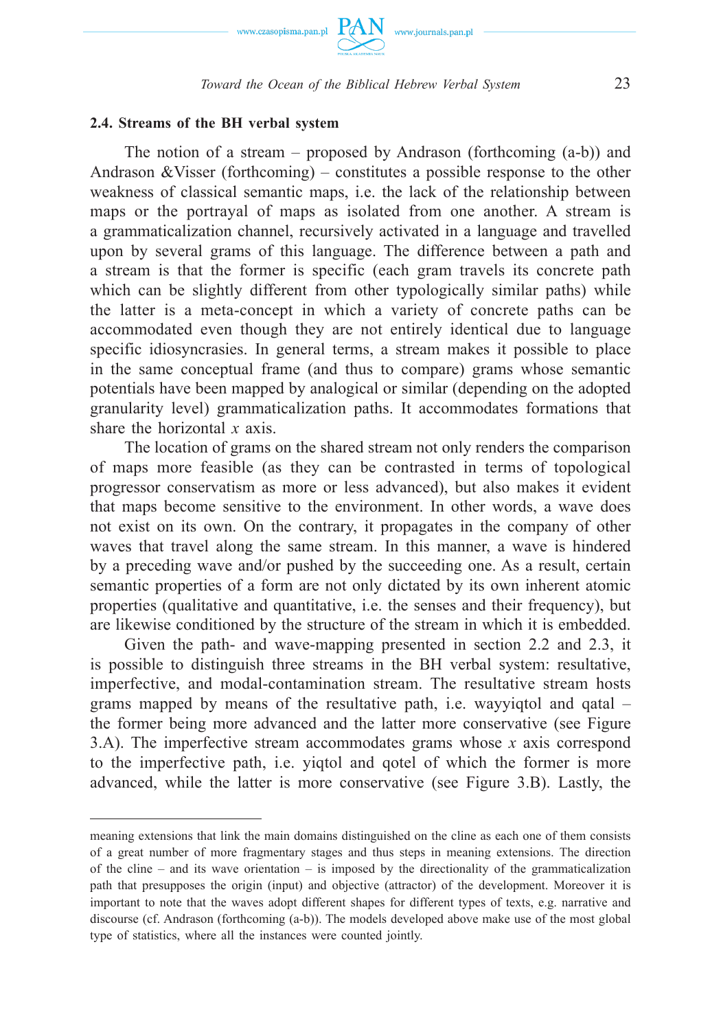### 2.4. Streams of the BH verbal system

The notion of a stream – proposed by Andrason (forthcoming (a-b)) and Andrason &Visser (forthcoming) – constitutes a possible response to the other weakness of classical semantic maps, i.e. the lack of the relationship between maps or the portrayal of maps as isolated from one another. A stream is a grammaticalization channel, recursively activated in a language and travelled upon by several grams of this language. The difference between a path and a stream is that the former is specific (each gram travels its concrete path which can be slightly different from other typologically similar paths) while the latter is a meta-concept in which a variety of concrete paths can be accommodated even though they are not entirely identical due to language specific idiosyncrasies. In general terms, a stream makes it possible to place in the same conceptual frame (and thus to compare) grams whose semantic potentials have been mapped by analogical or similar (depending on the adopted granularity level) grammaticalization paths. It accommodates formations that share the horizontal $x$ axis.

The location of grams on the shared stream not only renders the comparison of maps more feasible (as they can be contrasted in terms of topological progressor conservatism as more or less advanced), but also makes it evident that maps become sensitive to the environment. In other words, a wave does not exist on its own. On the contrary, it propagates in the company of other waves that travel along the same stream. In this manner, a wave is hindered by a preceding wave and/or pushed by the succeeding one. As a result, certain semantic properties of a form are not only dictated by its own inherent atomic properties (qualitative and quantitative, i.e. the senses and their frequency), but are likewise conditioned by the structure of the stream in which it is embedded.

Given the path- and wave-mapping presented in section 2.2 and 2.3, it is possible to distinguish three streams in the BH verbal system: resultative, imperfective, and modal-contamination stream. The resultative stream hosts grams mapped by means of the resultative path, i.e. wayyiqtol and qatal – the former being more advanced and the latter more conservative (see Figure 3.A). The imperfective stream accommodates grams whose $x$ axis correspond to the imperfective path, i.e. yiqtol and qotel of which the former is more advanced, while the latter is more conservative (see Figure 3.B). Lastly, the

---

meaning extensions that link the main domains distinguished on the cline as each one of them consists of a great number of more fragmentary stages and thus steps in meaning extensions. The direction of the cline – and its wave orientation – is imposed by the directionality of the grammaticalization path that presupposes the origin (input) and objective (attractor) of the development. Moreover it is important to note that the waves adopt different shapes for different types of texts, e.g. narrative and discourse (cf. Andrason (forthcoming (a-b)). The models developed above make use of the most global type of statistics, where all the instances were counted jointly.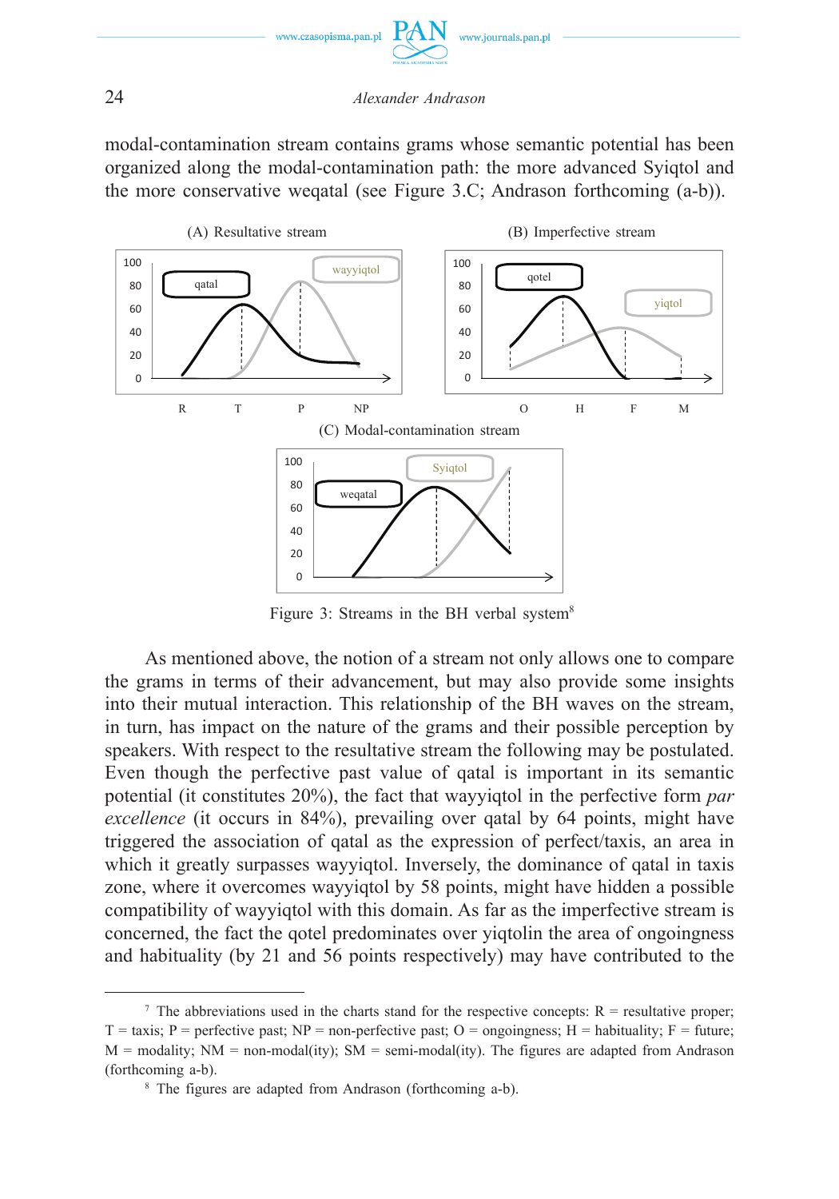modal-contamination stream contains grams whose semantic potential has been organized along the modal-contamination path: the more advanced Syiqtol and the more conservative weqatal (see Figure 3.C; Andrason forthcoming (a-b)).

(A) Resultative stream

(B) Imperfective stream

(C) Modal-contamination stream

Figure 3: Streams in the BH verbal system[8]

As mentioned above, the notion of a stream not only allows one to compare the grams in terms of their advancement, but may also provide some insights into their mutual interaction. This relationship of the BH waves on the stream, in turn, has impact on the nature of the grams and their possible perception by speakers. With respect to the resultative stream the following may be postulated. Even though the perfective past value of qatal is important in its semantic potential (it constitutes 20%), the fact that wayyiqtol in the perfective form *par excellence* (it occurs in 84%), prevailing over qatal by 64 points, might have triggered the association of qatal as the expression of perfect/taxis, an area in which it greatly surpasses wayyiqtol. Inversely, the dominance of qatal in taxis zone, where it overcomes wayyiqtol by 58 points, might have hidden a possible compatibility of wayyiqtol with this domain. As far as the imperfective stream is concerned, the fact the qotel predominates over yiqtolin the area of ongoingness and habituality (by 21 and 56 points respectively) may have contributed to the

[7] The abbreviations used in the charts stand for the respective concepts: R = resultative proper; T = taxis; P = perfective past; NP = non-perfective past; O = ongoingness; H = habituality; F = future; M = modality; NM = non-modal(ity); SM = semi-modal(ity). The figures are adapted from Andrason (forthcoming a-b).

[8] The figures are adapted from Andrason (forthcoming a-b).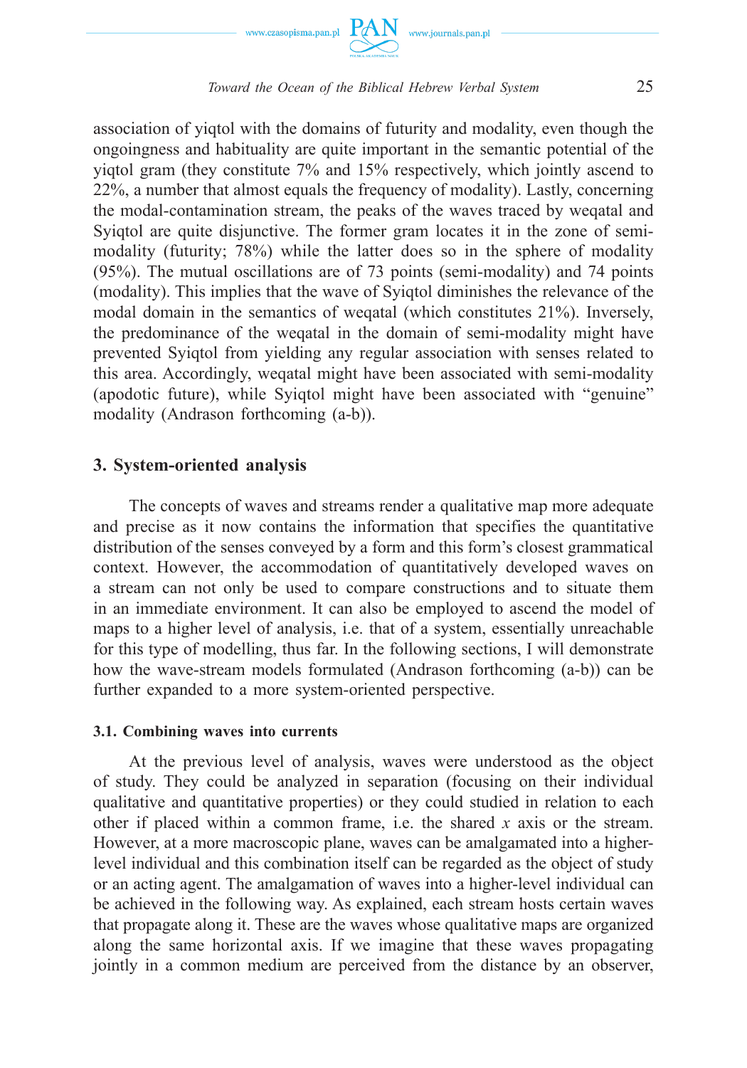association of yiqtol with the domains of futurity and modality, even though the ongoingness and habituality are quite important in the semantic potential of the yiqtol gram (they constitute 7% and 15% respectively, which jointly ascend to 22%, a number that almost equals the frequency of modality). Lastly, concerning the modal-contamination stream, the peaks of the waves traced by weqatal and Syiqtol are quite disjunctive. The former gram locates it in the zone of semi-modality (futurity; 78%) while the latter does so in the sphere of modality (95%). The mutual oscillations are of 73 points (semi-modality) and 74 points (modality). This implies that the wave of Syiqtol diminishes the relevance of the modal domain in the semantics of weqatal (which constitutes 21%). Inversely, the predominance of the weqatal in the domain of semi-modality might have prevented Syiqtol from yielding any regular association with senses related to this area. Accordingly, weqatal might have been associated with semi-modality (apodotic future), while Syiqtol might have been associated with "genuine" modality (Andrason forthcoming (a-b)).

## 3. System-oriented analysis

The concepts of waves and streams render a qualitative map more adequate and precise as it now contains the information that specifies the quantitative distribution of the senses conveyed by a form and this form's closest grammatical context. However, the accommodation of quantitatively developed waves on a stream can not only be used to compare constructions and to situate them in an immediate environment. It can also be employed to ascend the model of maps to a higher level of analysis, i.e. that of a system, essentially unreachable for this type of modelling, thus far. In the following sections, I will demonstrate how the wave-stream models formulated (Andrason forthcoming (a-b)) can be further expanded to a more system-oriented perspective.

### 3.1. Combining waves into currents

At the previous level of analysis, waves were understood as the object of study. They could be analyzed in separation (focusing on their individual qualitative and quantitative properties) or they could studied in relation to each other if placed within a common frame, i.e. the shared *x* axis or the stream. However, at a more macroscopic plane, waves can be amalgamated into a higher-level individual and this combination itself can be regarded as the object of study or an acting agent. The amalgamation of waves into a higher-level individual can be achieved in the following way. As explained, each stream hosts certain waves that propagate along it. These are the waves whose qualitative maps are organized along the same horizontal axis. If we imagine that these waves propagating jointly in a common medium are perceived from the distance by an observer,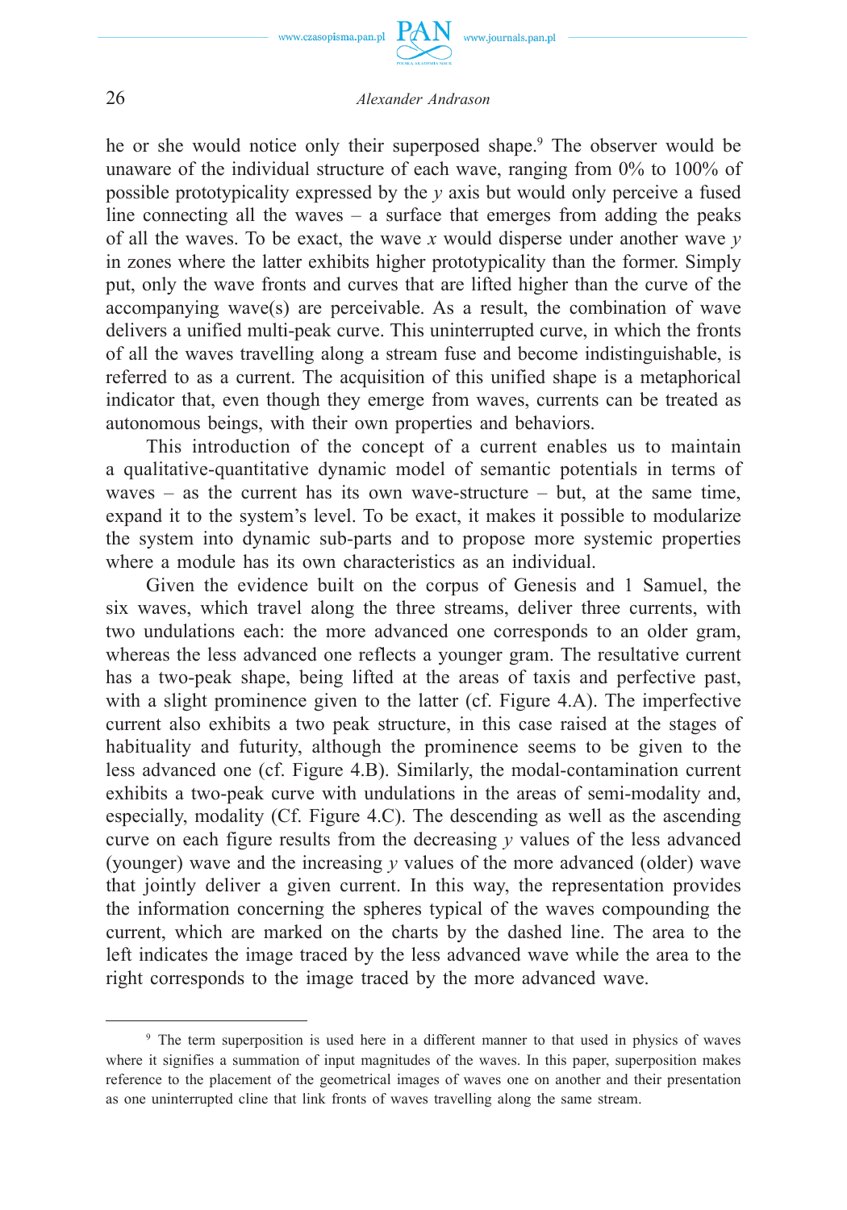he or she would notice only their superposed shape.[9] The observer would be unaware of the individual structure of each wave, ranging from 0% to 100% of possible prototypicality expressed by the *y* axis but would only perceive a fused line connecting all the waves – a surface that emerges from adding the peaks of all the waves. To be exact, the wave *x* would disperse under another wave *y* in zones where the latter exhibits higher prototypicality than the former. Simply put, only the wave fronts and curves that are lifted higher than the curve of the accompanying wave(s) are perceivable. As a result, the combination of wave delivers a unified multi-peak curve. This uninterrupted curve, in which the fronts of all the waves travelling along a stream fuse and become indistinguishable, is referred to as a current. The acquisition of this unified shape is a metaphorical indicator that, even though they emerge from waves, currents can be treated as autonomous beings, with their own properties and behaviors.

This introduction of the concept of a current enables us to maintain a qualitative-quantitative dynamic model of semantic potentials in terms of waves – as the current has its own wave-structure – but, at the same time, expand it to the system's level. To be exact, it makes it possible to modularize the system into dynamic sub-parts and to propose more systemic properties where a module has its own characteristics as an individual.

Given the evidence built on the corpus of Genesis and 1 Samuel, the six waves, which travel along the three streams, deliver three currents, with two undulations each: the more advanced one corresponds to an older gram, whereas the less advanced one reflects a younger gram. The resultative current has a two-peak shape, being lifted at the areas of taxis and perfective past, with a slight prominence given to the latter (cf. Figure 4.A). The imperfective current also exhibits a two peak structure, in this case raised at the stages of habituality and futurity, although the prominence seems to be given to the less advanced one (cf. Figure 4.B). Similarly, the modal-contamination current exhibits a two-peak curve with undulations in the areas of semi-modality and, especially, modality (Cf. Figure 4.C). The descending as well as the ascending curve on each figure results from the decreasing *y* values of the less advanced (younger) wave and the increasing *y* values of the more advanced (older) wave that jointly deliver a given current. In this way, the representation provides the information concerning the spheres typical of the waves compounding the current, which are marked on the charts by the dashed line. The area to the left indicates the image traced by the less advanced wave while the area to the right corresponds to the image traced by the more advanced wave.

---

[9] The term superposition is used here in a different manner to that used in physics of waves where it signifies a summation of input magnitudes of the waves. In this paper, superposition makes reference to the placement of the geometrical images of waves one on another and their presentation as one uninterrupted cline that link fronts of waves travelling along the same stream.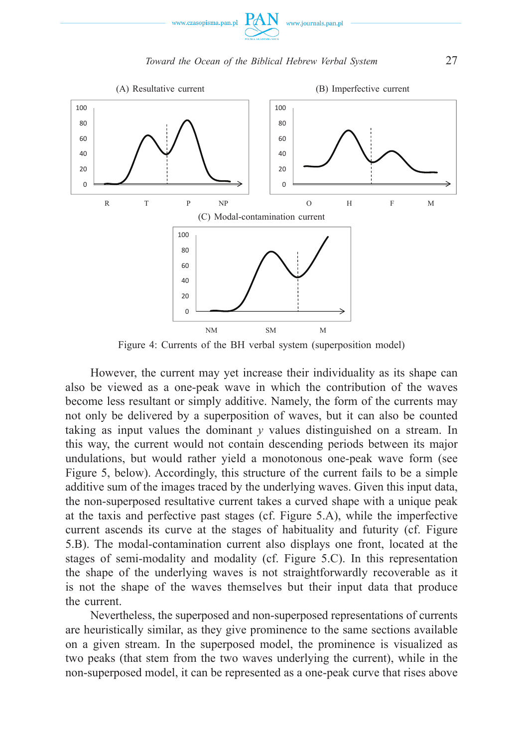(A) Resultative current

(B) Imperfective current

(C) Modal-contamination current

Figure 4: Currents of the BH verbal system (superposition model)

However, the current may yet increase their individuality as its shape can also be viewed as a one-peak wave in which the contribution of the waves become less resultant or simply additive. Namely, the form of the currents may not only be delivered by a superposition of waves, but it can also be counted taking as input values the dominant *y* values distinguished on a stream. In this way, the current would not contain descending periods between its major undulations, but would rather yield a monotonous one-peak wave form (see Figure 5, below). Accordingly, this structure of the current fails to be a simple additive sum of the images traced by the underlying waves. Given this input data, the non-superposed resultative current takes a curved shape with a unique peak at the taxis and perfective past stages (cf. Figure 5.A), while the imperfective current ascends its curve at the stages of habituality and futurity (cf. Figure 5.B). The modal-contamination current also displays one front, located at the stages of semi-modality and modality (cf. Figure 5.C). In this representation the shape of the underlying waves is not straightforwardly recoverable as it is not the shape of the waves themselves but their input data that produce the current.

Nevertheless, the superposed and non-superposed representations of currents are heuristically similar, as they give prominence to the same sections available on a given stream. In the superposed model, the prominence is visualized as two peaks (that stem from the two waves underlying the current), while in the non-superposed model, it can be represented as a one-peak curve that rises above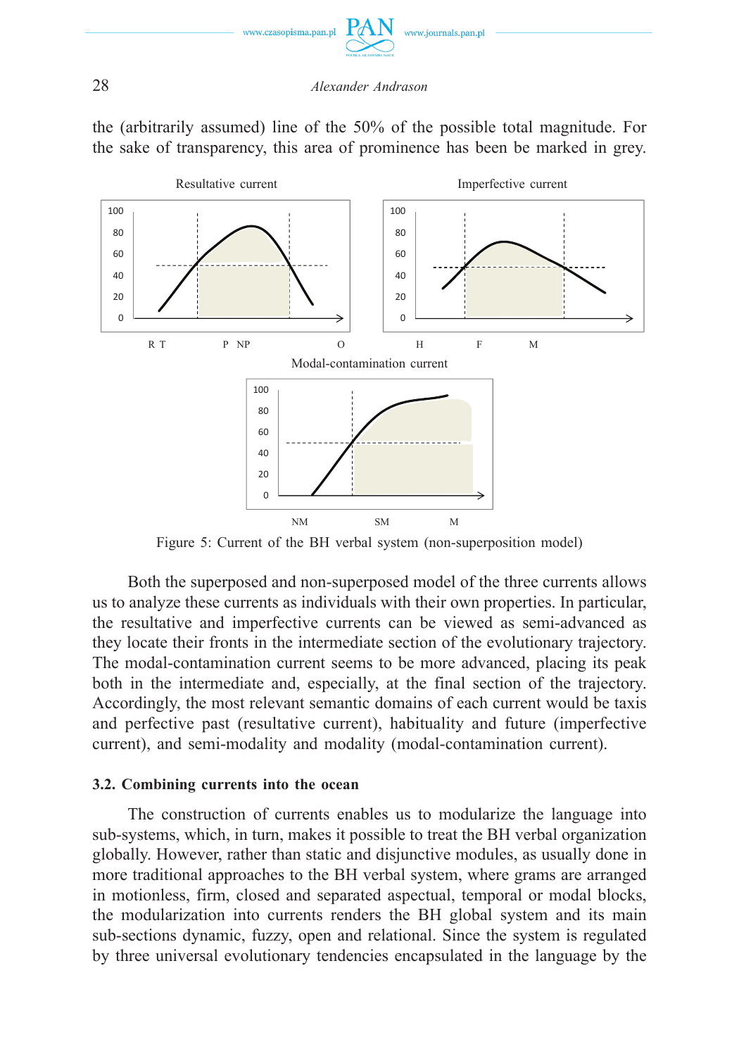the (arbitrarily assumed) line of the 50% of the possible total magnitude. For the sake of transparency, this area of prominence has been be marked in grey.

Figure 5: Current of the BH verbal system (non-superposition model)

Both the superposed and non-superposed model of the three currents allows us to analyze these currents as individuals with their own properties. In particular, the resultative and imperfective currents can be viewed as semi-advanced as they locate their fronts in the intermediate section of the evolutionary trajectory. The modal-contamination current seems to be more advanced, placing its peak both in the intermediate and, especially, at the final section of the trajectory. Accordingly, the most relevant semantic domains of each current would be taxis and perfective past (resultative current), habituality and future (imperfective current), and semi-modality and modality (modal-contamination current).

### 3.2. Combining currents into the ocean

The construction of currents enables us to modularize the language into sub-systems, which, in turn, makes it possible to treat the BH verbal organization globally. However, rather than static and disjunctive modules, as usually done in more traditional approaches to the BH verbal system, where grams are arranged in motionless, firm, closed and separated aspectual, temporal or modal blocks, the modularization into currents renders the BH global system and its main sub-sections dynamic, fuzzy, open and relational. Since the system is regulated by three universal evolutionary tendencies encapsulated in the language by the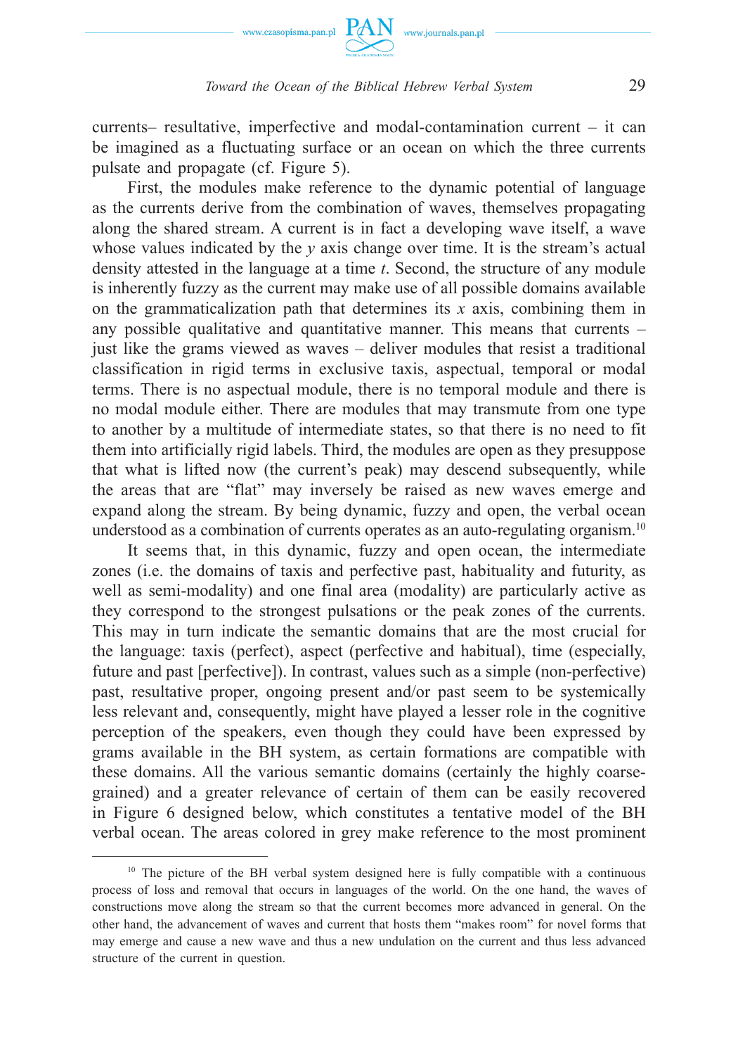currents– resultative, imperfective and modal-contamination current – it can be imagined as a fluctuating surface or an ocean on which the three currents pulsate and propagate (cf. Figure 5).

First, the modules make reference to the dynamic potential of language as the currents derive from the combination of waves, themselves propagating along the shared stream. A current is in fact a developing wave itself, a wave whose values indicated by the *y* axis change over time. It is the stream's actual density attested in the language at a time *t*. Second, the structure of any module is inherently fuzzy as the current may make use of all possible domains available on the grammaticalization path that determines its *x* axis, combining them in any possible qualitative and quantitative manner. This means that currents – just like the grams viewed as waves – deliver modules that resist a traditional classification in rigid terms in exclusive taxis, aspectual, temporal or modal terms. There is no aspectual module, there is no temporal module and there is no modal module either. There are modules that may transmute from one type to another by a multitude of intermediate states, so that there is no need to fit them into artificially rigid labels. Third, the modules are open as they presuppose that what is lifted now (the current's peak) may descend subsequently, while the areas that are "flat" may inversely be raised as new waves emerge and expand along the stream. By being dynamic, fuzzy and open, the verbal ocean understood as a combination of currents operates as an auto-regulating organism.[10]

It seems that, in this dynamic, fuzzy and open ocean, the intermediate zones (i.e. the domains of taxis and perfective past, habituality and futurity, as well as semi-modality) and one final area (modality) are particularly active as they correspond to the strongest pulsations or the peak zones of the currents. This may in turn indicate the semantic domains that are the most crucial for the language: taxis (perfect), aspect (perfective and habitual), time (especially, future and past [perfective]). In contrast, values such as a simple (non-perfective) past, resultative proper, ongoing present and/or past seem to be systemically less relevant and, consequently, might have played a lesser role in the cognitive perception of the speakers, even though they could have been expressed by grams available in the BH system, as certain formations are compatible with these domains. All the various semantic domains (certainly the highly coarse-grained) and a greater relevance of certain of them can be easily recovered in Figure 6 designed below, which constitutes a tentative model of the BH verbal ocean. The areas colored in grey make reference to the most prominent

[10] The picture of the BH verbal system designed here is fully compatible with a continuous process of loss and removal that occurs in languages of the world. On the one hand, the waves of constructions move along the stream so that the current becomes more advanced in general. On the other hand, the advancement of waves and current that hosts them "makes room" for novel forms that may emerge and cause a new wave and thus a new undulation on the current and thus less advanced structure of the current in question.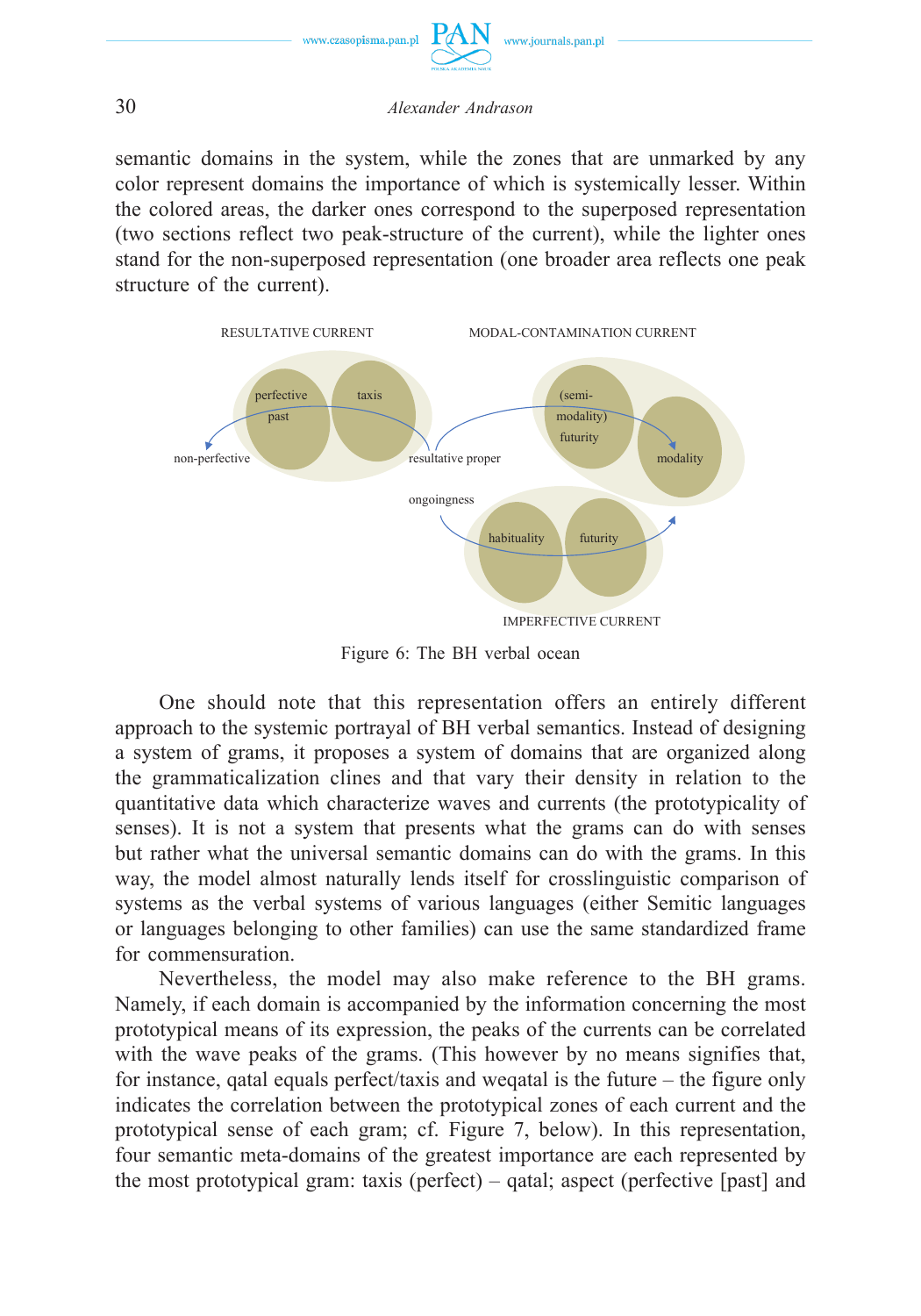semantic domains in the system, while the zones that are unmarked by any color represent domains the importance of which is systemically lesser. Within the colored areas, the darker ones correspond to the superposed representation (two sections reflect two peak-structure of the current), while the lighter ones stand for the non-superposed representation (one broader area reflects one peak structure of the current).

Figure 6: The BH verbal ocean

One should note that this representation offers an entirely different approach to the systemic portrayal of BH verbal semantics. Instead of designing a system of grams, it proposes a system of domains that are organized along the grammaticalization clines and that vary their density in relation to the quantitative data which characterize waves and currents (the prototypicality of senses). It is not a system that presents what the grams can do with senses but rather what the universal semantic domains can do with the grams. In this way, the model almost naturally lends itself for crosslinguistic comparison of systems as the verbal systems of various languages (either Semitic languages or languages belonging to other families) can use the same standardized frame for commensuration.

Nevertheless, the model may also make reference to the BH grams. Namely, if each domain is accompanied by the information concerning the most prototypical means of its expression, the peaks of the currents can be correlated with the wave peaks of the grams. (This however by no means signifies that, for instance, qatal equals perfect/taxis and weqatal is the future – the figure only indicates the correlation between the prototypical zones of each current and the prototypical sense of each gram; cf. Figure 7, below). In this representation, four semantic meta-domains of the greatest importance are each represented by the most prototypical gram: taxis (perfect) – qatal; aspect (perfective [past] and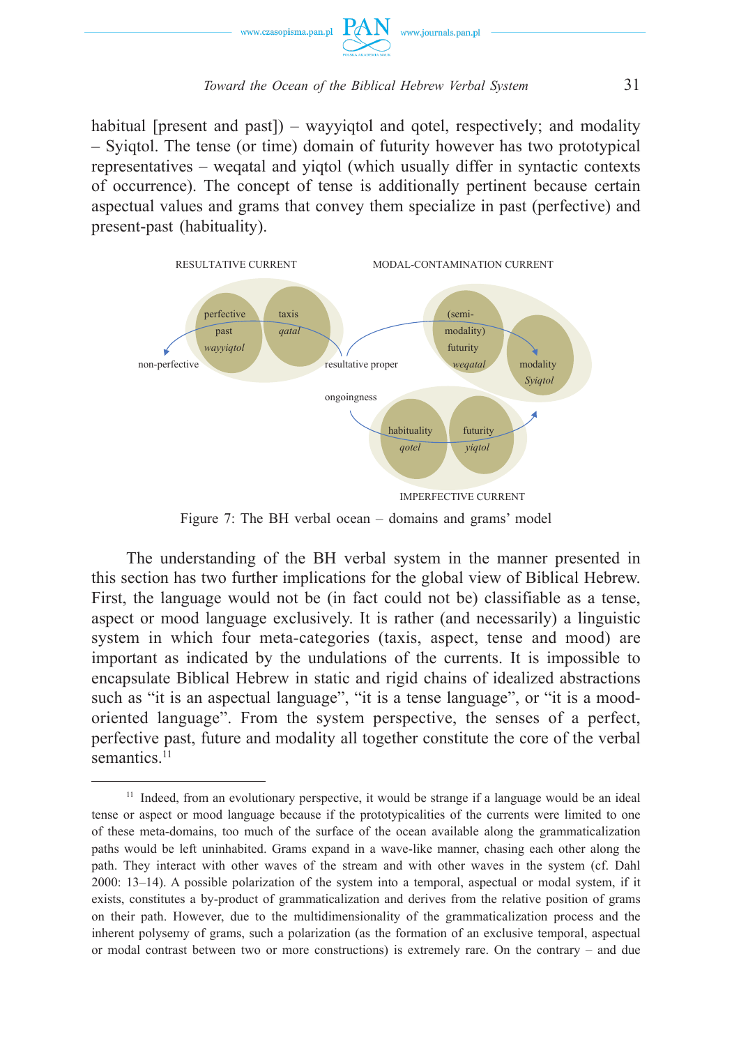habitual [present and past]) – wayyiqtol and qotel, respectively; and modality – Syiqtol. The tense (or time) domain of futurity however has two prototypical representatives – weqatal and yiqtol (which usually differ in syntactic contexts of occurrence). The concept of tense is additionally pertinent because certain aspectual values and grams that convey them specialize in past (perfective) and present-past (habituality).

RESULTATIVE CURRENT — MODAL-CONTAMINATION CURRENT

perfective past *wayyiqtol* — taxis *qatal* — non-perfective — resultative proper — (semi-modality) futurity *weqatal* — modality *Syiqtol* — ongoingness — habituality *qotel* — futurity *yiqtol*

IMPERFECTIVE CURRENT

Figure 7: The BH verbal ocean – domains and grams' model

The understanding of the BH verbal system in the manner presented in this section has two further implications for the global view of Biblical Hebrew. First, the language would not be (in fact could not be) classifiable as a tense, aspect or mood language exclusively. It is rather (and necessarily) a linguistic system in which four meta-categories (taxis, aspect, tense and mood) are important as indicated by the undulations of the currents. It is impossible to encapsulate Biblical Hebrew in static and rigid chains of idealized abstractions such as "it is an aspectual language", "it is a tense language", or "it is a mood-oriented language". From the system perspective, the senses of a perfect, perfective past, future and modality all together constitute the core of the verbal semantics.[11]

---

[11] Indeed, from an evolutionary perspective, it would be strange if a language would be an ideal tense or aspect or mood language because if the prototypicalities of the currents were limited to one of these meta-domains, too much of the surface of the ocean available along the grammaticalization paths would be left uninhabited. Grams expand in a wave-like manner, chasing each other along the path. They interact with other waves of the stream and with other waves in the system (cf. Dahl 2000: 13–14). A possible polarization of the system into a temporal, aspectual or modal system, if it exists, constitutes a by-product of grammaticalization and derives from the relative position of grams on their path. However, due to the multidimensionality of the grammaticalization process and the inherent polysemy of grams, such a polarization (as the formation of an exclusive temporal, aspectual or modal contrast between two or more constructions) is extremely rare. On the contrary – and due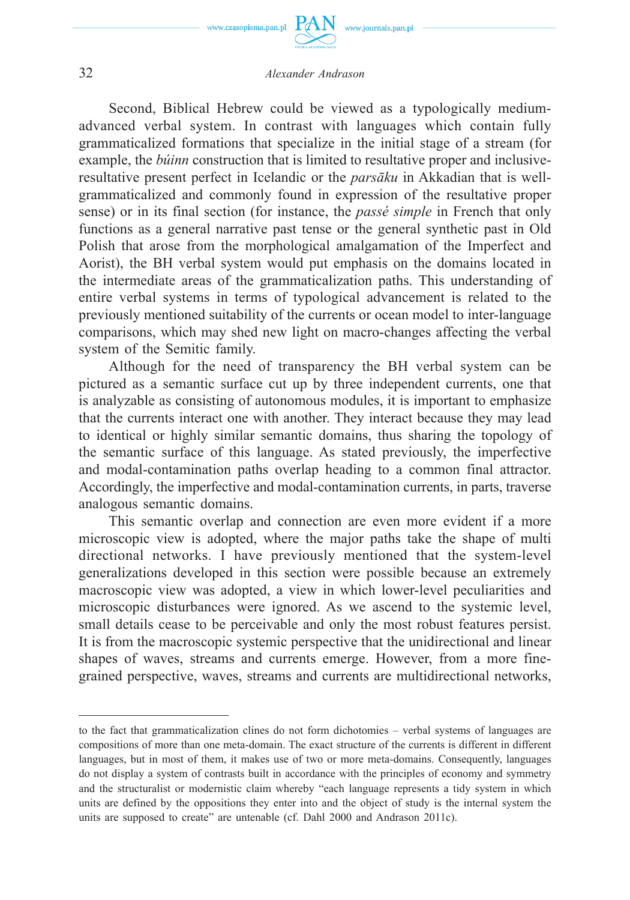Second, Biblical Hebrew could be viewed as a typologically medium-advanced verbal system. In contrast with languages which contain fully grammaticalized formations that specialize in the initial stage of a stream (for example, the *búinn* construction that is limited to resultative proper and inclusive-resultative present perfect in Icelandic or the *parsāku* in Akkadian that is well-grammaticalized and commonly found in expression of the resultative proper sense) or in its final section (for instance, the *passé simple* in French that only functions as a general narrative past tense or the general synthetic past in Old Polish that arose from the morphological amalgamation of the Imperfect and Aorist), the BH verbal system would put emphasis on the domains located in the intermediate areas of the grammaticalization paths. This understanding of entire verbal systems in terms of typological advancement is related to the previously mentioned suitability of the currents or ocean model to inter-language comparisons, which may shed new light on macro-changes affecting the verbal system of the Semitic family.

Although for the need of transparency the BH verbal system can be pictured as a semantic surface cut up by three independent currents, one that is analyzable as consisting of autonomous modules, it is important to emphasize that the currents interact one with another. They interact because they may lead to identical or highly similar semantic domains, thus sharing the topology of the semantic surface of this language. As stated previously, the imperfective and modal-contamination paths overlap heading to a common final attractor. Accordingly, the imperfective and modal-contamination currents, in parts, traverse analogous semantic domains.

This semantic overlap and connection are even more evident if a more microscopic view is adopted, where the major paths take the shape of multi directional networks. I have previously mentioned that the system-level generalizations developed in this section were possible because an extremely macroscopic view was adopted, a view in which lower-level peculiarities and microscopic disturbances were ignored. As we ascend to the systemic level, small details cease to be perceivable and only the most robust features persist. It is from the macroscopic systemic perspective that the unidirectional and linear shapes of waves, streams and currents emerge. However, from a more fine-grained perspective, waves, streams and currents are multidirectional networks,

---

to the fact that grammaticalization clines do not form dichotomies – verbal systems of languages are compositions of more than one meta-domain. The exact structure of the currents is different in different languages, but in most of them, it makes use of two or more meta-domains. Consequently, languages do not display a system of contrasts built in accordance with the principles of economy and symmetry and the structuralist or modernistic claim whereby "each language represents a tidy system in which units are defined by the oppositions they enter into and the object of study is the internal system the units are supposed to create" are untenable (cf. Dahl 2000 and Andrason 2011c).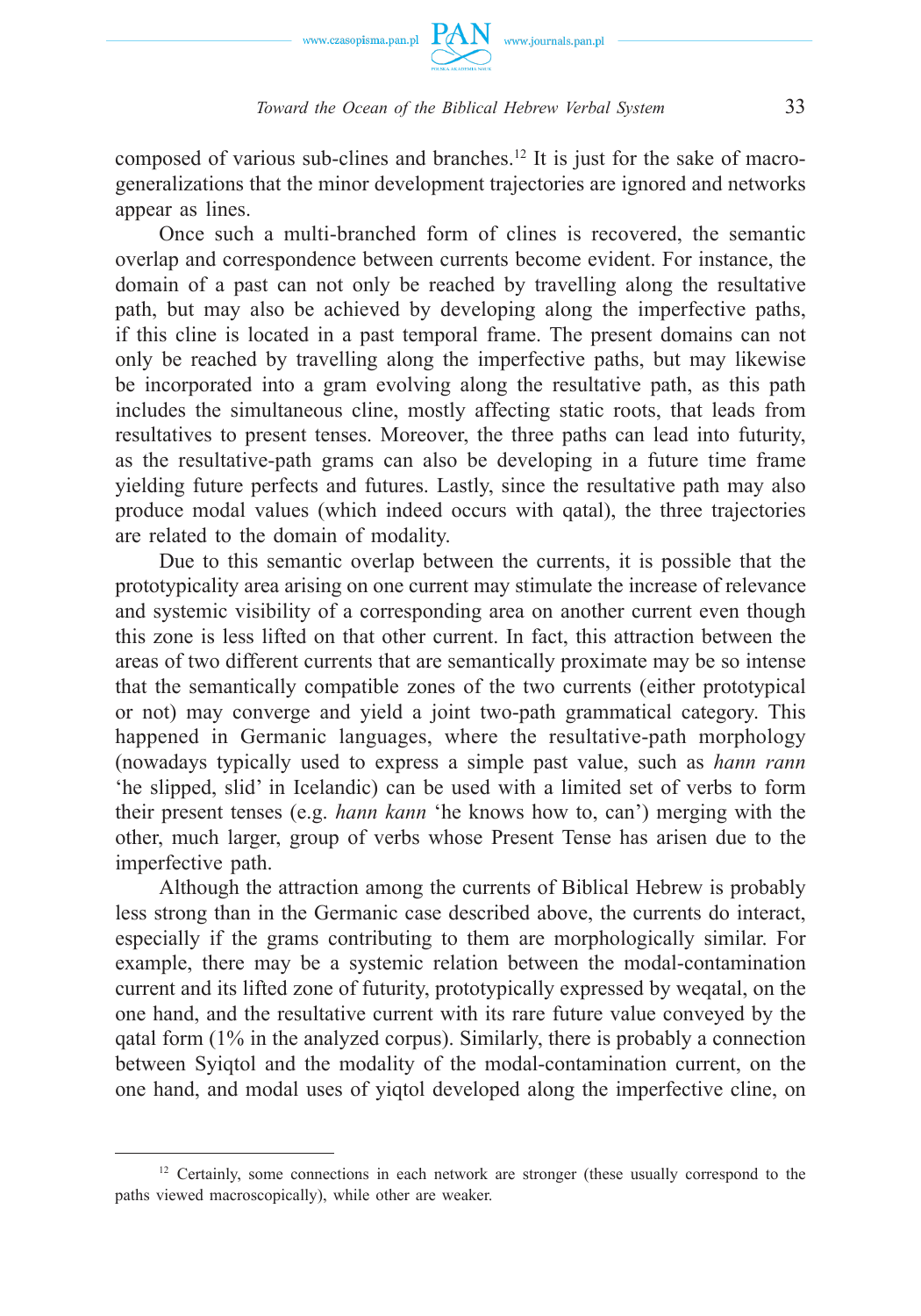composed of various sub-clines and branches.[12] It is just for the sake of macro-generalizations that the minor development trajectories are ignored and networks appear as lines.

Once such a multi-branched form of clines is recovered, the semantic overlap and correspondence between currents become evident. For instance, the domain of a past can not only be reached by travelling along the resultative path, but may also be achieved by developing along the imperfective paths, if this cline is located in a past temporal frame. The present domains can not only be reached by travelling along the imperfective paths, but may likewise be incorporated into a gram evolving along the resultative path, as this path includes the simultaneous cline, mostly affecting static roots, that leads from resultatives to present tenses. Moreover, the three paths can lead into futurity, as the resultative-path grams can also be developing in a future time frame yielding future perfects and futures. Lastly, since the resultative path may also produce modal values (which indeed occurs with qatal), the three trajectories are related to the domain of modality.

Due to this semantic overlap between the currents, it is possible that the prototypicality area arising on one current may stimulate the increase of relevance and systemic visibility of a corresponding area on another current even though this zone is less lifted on that other current. In fact, this attraction between the areas of two different currents that are semantically proximate may be so intense that the semantically compatible zones of the two currents (either prototypical or not) may converge and yield a joint two-path grammatical category. This happened in Germanic languages, where the resultative-path morphology (nowadays typically used to express a simple past value, such as *hann rann* 'he slipped, slid' in Icelandic) can be used with a limited set of verbs to form their present tenses (e.g. *hann kann* 'he knows how to, can') merging with the other, much larger, group of verbs whose Present Tense has arisen due to the imperfective path.

Although the attraction among the currents of Biblical Hebrew is probably less strong than in the Germanic case described above, the currents do interact, especially if the grams contributing to them are morphologically similar. For example, there may be a systemic relation between the modal-contamination current and its lifted zone of futurity, prototypically expressed by weqatal, on the one hand, and the resultative current with its rare future value conveyed by the qatal form (1% in the analyzed corpus). Similarly, there is probably a connection between Syiqtol and the modality of the modal-contamination current, on the one hand, and modal uses of yiqtol developed along the imperfective cline, on

[12] Certainly, some connections in each network are stronger (these usually correspond to the paths viewed macroscopically), while other are weaker.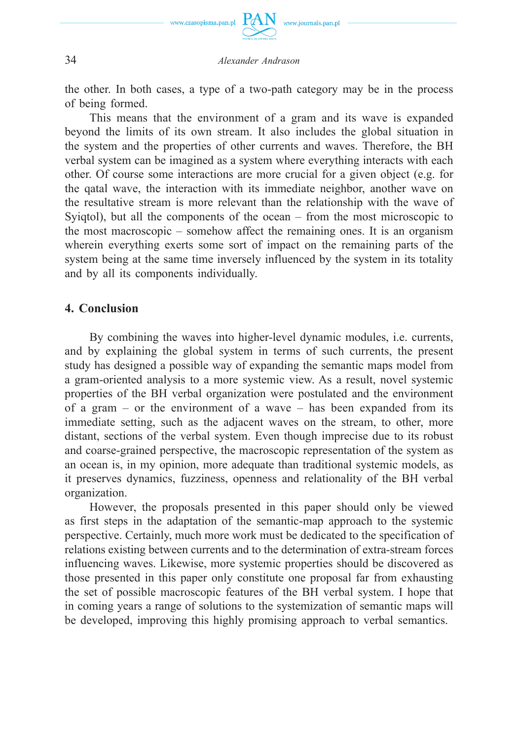the other. In both cases, a type of a two-path category may be in the process of being formed.

This means that the environment of a gram and its wave is expanded beyond the limits of its own stream. It also includes the global situation in the system and the properties of other currents and waves. Therefore, the BH verbal system can be imagined as a system where everything interacts with each other. Of course some interactions are more crucial for a given object (e.g. for the qatal wave, the interaction with its immediate neighbor, another wave on the resultative stream is more relevant than the relationship with the wave of Syiqtol), but all the components of the ocean – from the most microscopic to the most macroscopic – somehow affect the remaining ones. It is an organism wherein everything exerts some sort of impact on the remaining parts of the system being at the same time inversely influenced by the system in its totality and by all its components individually.

## 4. Conclusion

By combining the waves into higher-level dynamic modules, i.e. currents, and by explaining the global system in terms of such currents, the present study has designed a possible way of expanding the semantic maps model from a gram-oriented analysis to a more systemic view. As a result, novel systemic properties of the BH verbal organization were postulated and the environment of a gram – or the environment of a wave – has been expanded from its immediate setting, such as the adjacent waves on the stream, to other, more distant, sections of the verbal system. Even though imprecise due to its robust and coarse-grained perspective, the macroscopic representation of the system as an ocean is, in my opinion, more adequate than traditional systemic models, as it preserves dynamics, fuzziness, openness and relationality of the BH verbal organization.

However, the proposals presented in this paper should only be viewed as first steps in the adaptation of the semantic-map approach to the systemic perspective. Certainly, much more work must be dedicated to the specification of relations existing between currents and to the determination of extra-stream forces influencing waves. Likewise, more systemic properties should be discovered as those presented in this paper only constitute one proposal far from exhausting the set of possible macroscopic features of the BH verbal system. I hope that in coming years a range of solutions to the systemization of semantic maps will be developed, improving this highly promising approach to verbal semantics.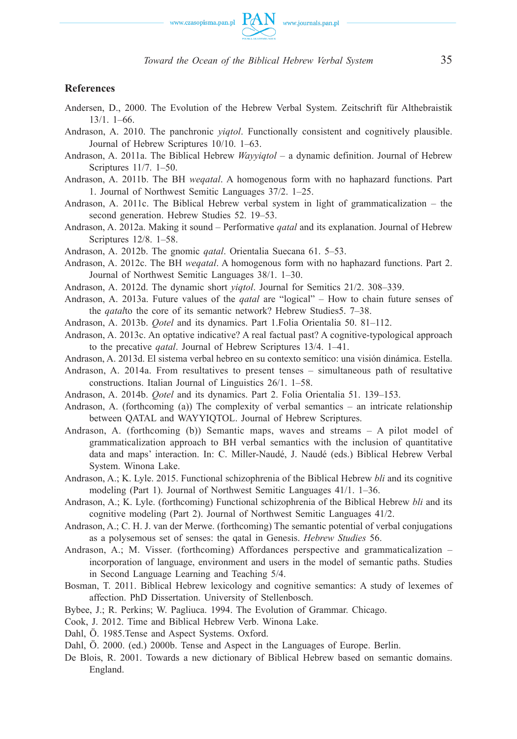## References

Andersen, D., 2000. The Evolution of the Hebrew Verbal System. Zeitschrift für Althebraistik 13/1. 1–66.

Andrason, A. 2010. The panchronic *yiqtol*. Functionally consistent and cognitively plausible. Journal of Hebrew Scriptures 10/10. 1–63.

Andrason, A. 2011a. The Biblical Hebrew *Wayyiqtol* – a dynamic definition. Journal of Hebrew Scriptures 11/7. 1–50.

Andrason, A. 2011b. The BH *weqatal*. A homogenous form with no haphazard functions. Part 1. Journal of Northwest Semitic Languages 37/2. 1–25.

Andrason, A. 2011c. The Biblical Hebrew verbal system in light of grammaticalization – the second generation. Hebrew Studies 52. 19–53.

Andrason, A. 2012a. Making it sound – Performative *qatal* and its explanation. Journal of Hebrew Scriptures 12/8. 1–58.

Andrason, A. 2012b. The gnomic *qatal*. Orientalia Suecana 61. 5–53.

Andrason, A. 2012c. The BH *weqatal*. A homogenous form with no haphazard functions. Part 2. Journal of Northwest Semitic Languages 38/1. 1–30.

Andrason, A. 2012d. The dynamic short *yiqtol*. Journal for Semitics 21/2. 308–339.

Andrason, A. 2013a. Future values of the *qatal* are "logical" – How to chain future senses of the *qatal*to the core of its semantic network? Hebrew Studies5. 7–38.

Andrason, A. 2013b. *Qotel* and its dynamics. Part 1.Folia Orientalia 50. 81–112.

Andrason, A. 2013c. An optative indicative? A real factual past? A cognitive-typological approach to the precative *qatal*. Journal of Hebrew Scriptures 13/4. 1–41.

Andrason, A. 2013d. El sistema verbal hebreo en su contexto semítico: una visión dinámica. Estella.

Andrason, A. 2014a. From resultatives to present tenses – simultaneous path of resultative constructions. Italian Journal of Linguistics 26/1. 1–58.

Andrason, A. 2014b. *Qotel* and its dynamics. Part 2. Folia Orientalia 51. 139–153.

Andrason, A. (forthcoming (a)) The complexity of verbal semantics – an intricate relationship between QATAL and WAYYIQTOL. Journal of Hebrew Scriptures.

Andrason, A. (forthcoming (b)) Semantic maps, waves and streams – A pilot model of grammaticalization approach to BH verbal semantics with the inclusion of quantitative data and maps' interaction. In: C. Miller-Naudé, J. Naudé (eds.) Biblical Hebrew Verbal System. Winona Lake.

Andrason, A.; K. Lyle. 2015. Functional schizophrenia of the Biblical Hebrew *bli* and its cognitive modeling (Part 1). Journal of Northwest Semitic Languages 41/1. 1–36.

Andrason, A.; K. Lyle. (forthcoming) Functional schizophrenia of the Biblical Hebrew *bli* and its cognitive modeling (Part 2). Journal of Northwest Semitic Languages 41/2.

Andrason, A.; C. H. J. van der Merwe. (forthcoming) The semantic potential of verbal conjugations as a polysemous set of senses: the qatal in Genesis. *Hebrew Studies* 56.

Andrason, A.; M. Visser. (forthcoming) Affordances perspective and grammaticalization – incorporation of language, environment and users in the model of semantic paths. Studies in Second Language Learning and Teaching 5/4.

Bosman, T. 2011. Biblical Hebrew lexicology and cognitive semantics: A study of lexemes of affection. PhD Dissertation. University of Stellenbosch.

Bybee, J.; R. Perkins; W. Pagliuca. 1994. The Evolution of Grammar. Chicago.

Cook, J. 2012. Time and Biblical Hebrew Verb. Winona Lake.

Dahl, Ö. 1985.Tense and Aspect Systems. Oxford.

Dahl, Ö. 2000. (ed.) 2000b. Tense and Aspect in the Languages of Europe. Berlin.

De Blois, R. 2001. Towards a new dictionary of Biblical Hebrew based on semantic domains. England.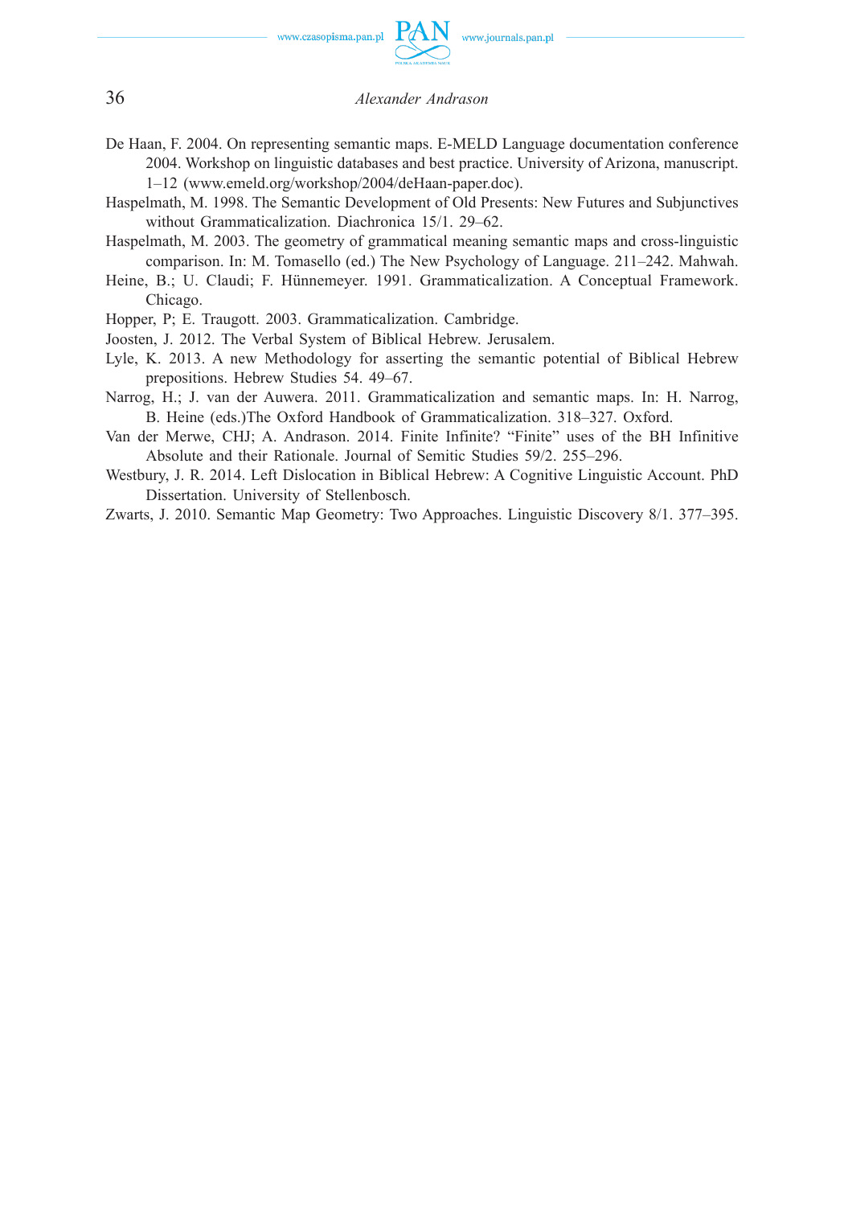De Haan, F. 2004. On representing semantic maps. E-MELD Language documentation conference 2004. Workshop on linguistic databases and best practice. University of Arizona, manuscript. 1–12 (www.emeld.org/workshop/2004/deHaan-paper.doc).

Haspelmath, M. 1998. The Semantic Development of Old Presents: New Futures and Subjunctives without Grammaticalization. Diachronica 15/1. 29–62.

Haspelmath, M. 2003. The geometry of grammatical meaning semantic maps and cross-linguistic comparison. In: M. Tomasello (ed.) The New Psychology of Language. 211–242. Mahwah.

Heine, B.; U. Claudi; F. Hünnemeyer. 1991. Grammaticalization. A Conceptual Framework. Chicago.

Hopper, P; E. Traugott. 2003. Grammaticalization. Cambridge.

Joosten, J. 2012. The Verbal System of Biblical Hebrew. Jerusalem.

Lyle, K. 2013. A new Methodology for asserting the semantic potential of Biblical Hebrew prepositions. Hebrew Studies 54. 49–67.

Narrog, H.; J. van der Auwera. 2011. Grammaticalization and semantic maps. In: H. Narrog, B. Heine (eds.)The Oxford Handbook of Grammaticalization. 318–327. Oxford.

Van der Merwe, CHJ; A. Andrason. 2014. Finite Infinite? "Finite" uses of the BH Infinitive Absolute and their Rationale. Journal of Semitic Studies 59/2. 255–296.

Westbury, J. R. 2014. Left Dislocation in Biblical Hebrew: A Cognitive Linguistic Account. PhD Dissertation. University of Stellenbosch.

Zwarts, J. 2010. Semantic Map Geometry: Two Approaches. Linguistic Discovery 8/1. 377–395.